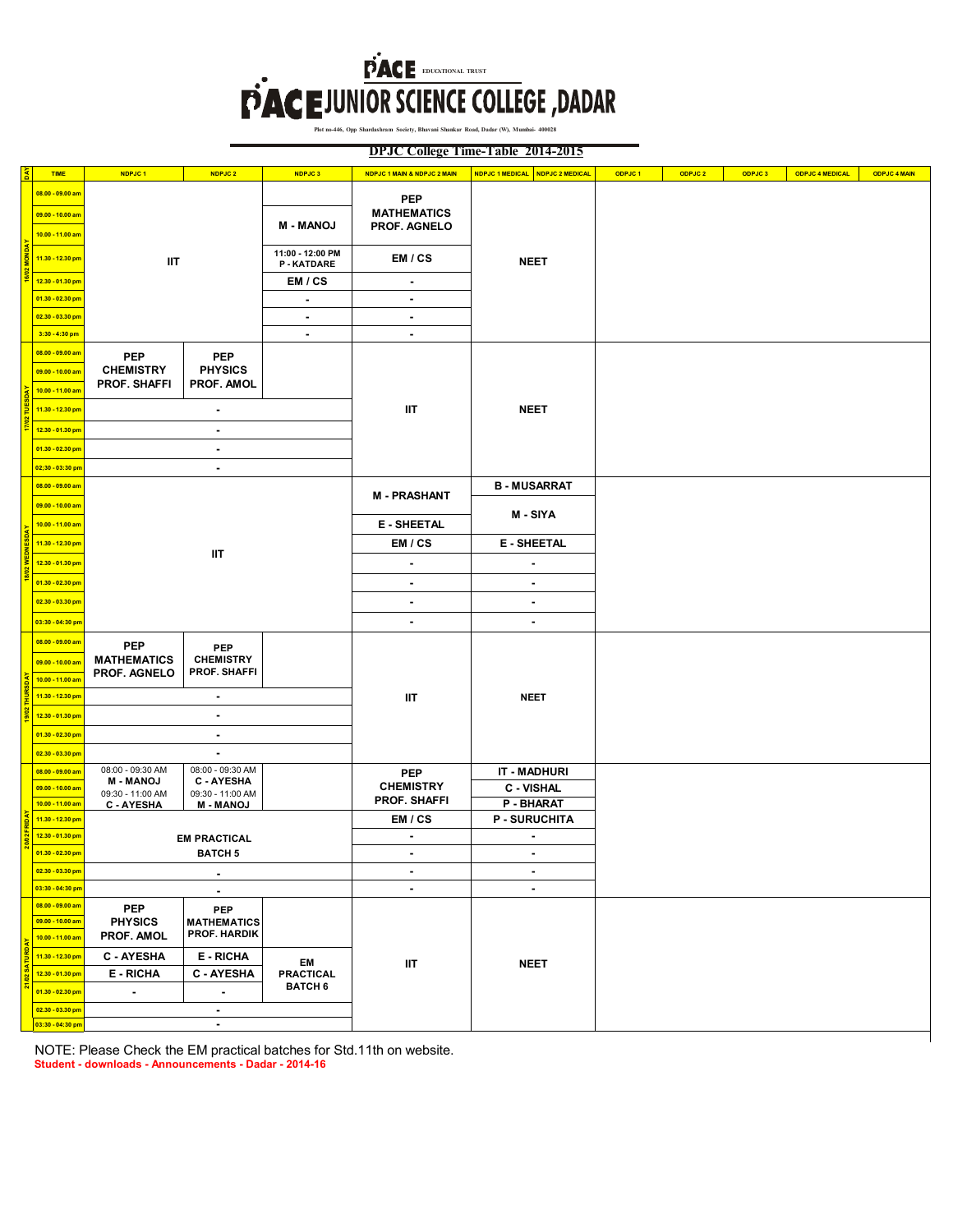# PACE EDUCATIONAL TRUST
# PACE JUNIOR SCIENCE COLLEGE ,DADAR

Plot no-446, Opp Shardashram Society, Bhavani Shankar Road, Dadar (W), Mumbai- 400028

## DPJC College Time-Table 2014-2015

| DAY | TIME | NDPJC 1 | NDPJC 2 | NDPJC 3 | NDPJC 1 MAIN & NDPJC 2 MAIN | NDPJC 1 MEDICAL | NDPJC 2 MEDICAL | ODPJC 1 | ODPJC 2 | ODPJC 3 | ODPJC 4 MEDICAL | ODPJC 4 MAIN |
|---|---|---|---|---|---|---|---|---|---|---|---|---|
| 16/02 MONDAY | 08.00 - 09.00 am | IIT | | | PEP MATHEMATICS PROF. AGNELO | NEET | | | | | | |
| | 09.00 - 10.00 am | | | M - MANOJ | | | | | | | | |
| | 10.00 - 11.00 am | | | | | | | | | | | |
| | 11.30 - 12.30 pm | | | 11:00 - 12:00 PM P - KATDARE | EM / CS | | | | | | | |
| | 12.30 - 01.30 pm | | | EM / CS | - | | | | | | | |
| | 01.30 - 02.30 pm | | | - | - | | | | | | | |
| | 02.30 - 03.30 pm | | | - | - | | | | | | | |
| | 3:30 - 4:30 pm | | | - | - | | | | | | | |
| 17/02 TUESDAY | 08.00 - 09.00 am | PEP CHEMISTRY PROF. SHAFFI | PEP PHYSICS PROF. AMOL | | IIT | NEET | | | | | | |
| | 09.00 - 10.00 am | | | | | | | | | | | |
| | 10.00 - 11.00 am | | | | | | | | | | | |
| | 11.30 - 12.30 pm | - | | | | | | | | | | |
| | 12.30 - 01.30 pm | - | | | | | | | | | | |
| | 01.30 - 02.30 pm | - | | | | | | | | | | |
| | 02;30 - 03:30 pm | - | | | | | | | | | | |
| 18/02 WEDNESDAY | 08.00 - 09.00 am | IIT | | | M - PRASHANT | B - MUSARRAT | | | | | | |
| | 09.00 - 10.00 am | | | | | M - SIYA | | | | | | |
| | 10.00 - 11.00 am | | | | E - SHEETAL | | | | | | | |
| | 11.30 - 12.30 pm | | | | EM / CS | E - SHEETAL | | | | | | |
| | 12.30 - 01.30 pm | | | | - | - | | | | | | |
| | 01.30 - 02.30 pm | | | | - | - | | | | | | |
| | 02.30 - 03.30 pm | | | | - | - | | | | | | |
| | 03:30 - 04:30 pm | | | | - | - | | | | | | |
| 19/02 THURSDAY | 08.00 - 09.00 am | PEP MATHEMATICS PROF. AGNELO | PEP CHEMISTRY PROF. SHAFFI | | IIT | NEET | | | | | | |
| | 09.00 - 10.00 am | | | | | | | | | | | |
| | 10.00 - 11.00 am | | | | | | | | | | | |
| | 11.30 - 12.30 pm | - | | | | | | | | | | |
| | 12.30 - 01.30 pm | - | | | | | | | | | | |
| | 01.30 - 02.30 pm | - | | | | | | | | | | |
| | 02.30 - 03.30 pm | - | | | | | | | | | | |
| 20/02 FRIDAY | 08.00 - 09.00 am | 08:00 - 09:30 AM M - MANOJ | 08:00 - 09:30 AM C - AYESHA | | PEP CHEMISTRY PROF. SHAFFI | IT - MADHURI | | | | | | |
| | 09.00 - 10.00 am | 09:30 - 11:00 AM C - AYESHA | 09:30 - 11:00 AM M - MANOJ | | | C - VISHAL | | | | | | |
| | 10.00 - 11.00 am | | | | | P - BHARAT | | | | | | |
| | 11.30 - 12.30 pm | EM PRACTICAL BATCH 5 | | | EM / CS | P - SURUCHITA | | | | | | |
| | 12.30 - 01.30 pm | | | | - | - | | | | | | |
| | 01.30 - 02.30 pm | | | | - | - | | | | | | |
| | 02.30 - 03.30 pm | - | | | - | - | | | | | | |
| | 03:30 - 04:30 pm | - | | | - | - | | | | | | |
| 21/02 SATURDAY | 08.00 - 09.00 am | PEP PHYSICS PROF. AMOL | PEP MATHEMATICS PROF. HARDIK | | IIT | NEET | | | | | | |
| | 09.00 - 10.00 am | | | | | | | | | | | |
| | 10.00 - 11.00 am | | | | | | | | | | | |
| | 11.30 - 12.30 pm | C - AYESHA | E - RICHA | EM PRACTICAL BATCH 6 | | | | | | | | |
| | 12.30 - 01.30 pm | E - RICHA | C - AYESHA | | | | | | | | | |
| | 01.30 - 02.30 pm | - | - | | | | | | | | | |
| | 02.30 - 03.30 pm | - | | | | | | | | | | |
| | 03:30 - 04:30 pm | - | | | | | | | | | | |

NOTE: Please Check the EM practical batches for Std.11th on website.

**Student - downloads - Announcements - Dadar - 2014-16**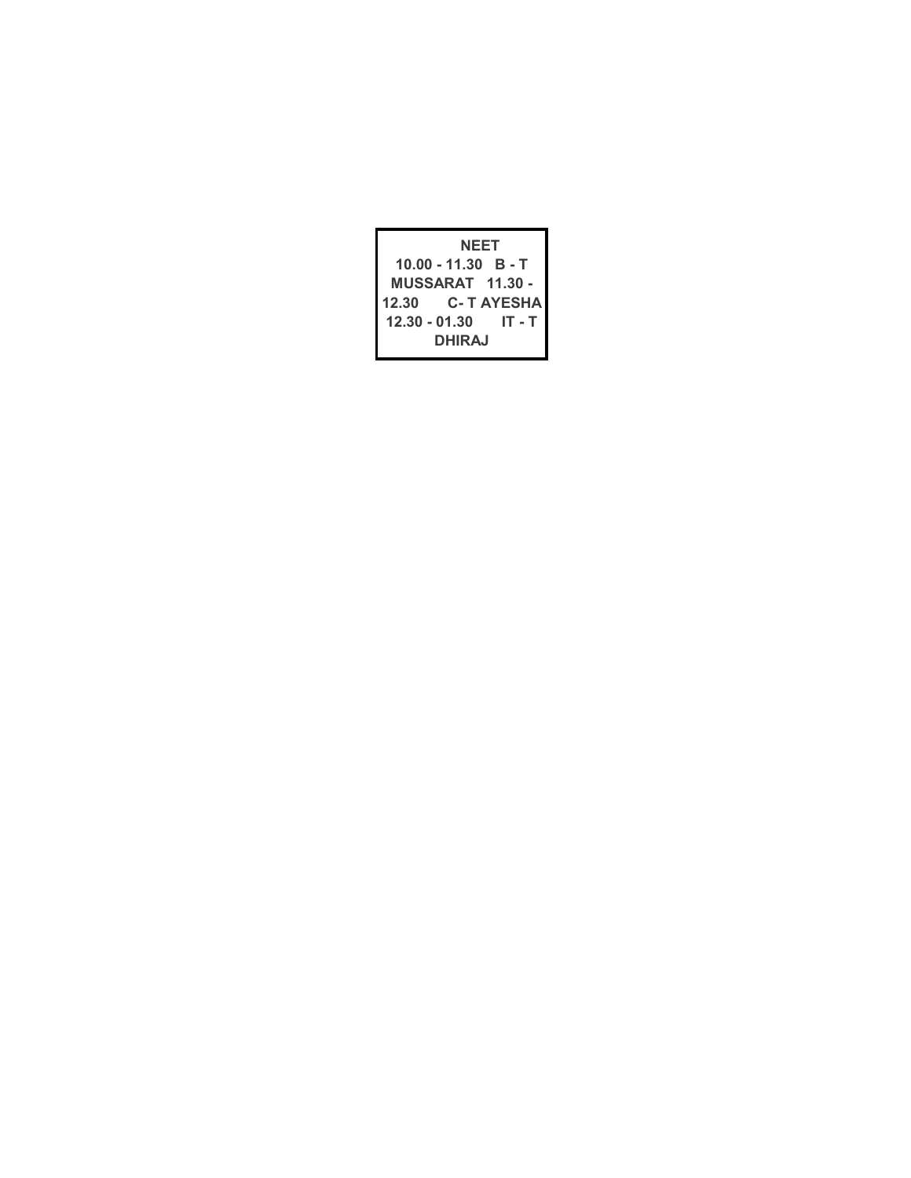**NEET**

**10.00 - 11.30 B - T MUSSARAT 11.30 - 12.30 C- T AYESHA 12.30 - 01.30 IT - T DHIRAJ**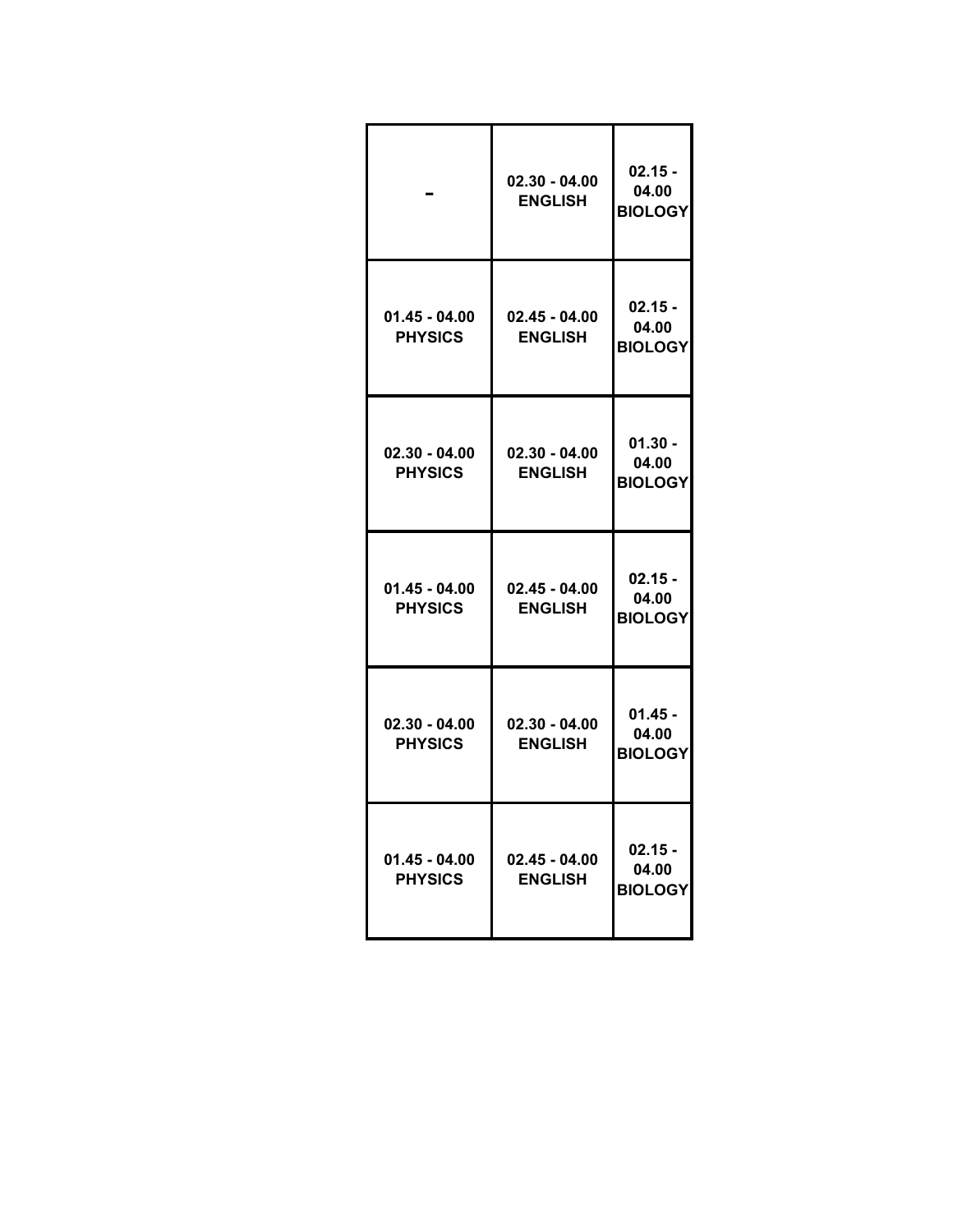| | | |
|---|---|---|
| **-** | **02.30 - 04.00 ENGLISH** | **02.15 - 04.00 BIOLOGY** |
| **01.45 - 04.00 PHYSICS** | **02.45 - 04.00 ENGLISH** | **02.15 - 04.00 BIOLOGY** |
| **02.30 - 04.00 PHYSICS** | **02.30 - 04.00 ENGLISH** | **01.30 - 04.00 BIOLOGY** |
| **01.45 - 04.00 PHYSICS** | **02.45 - 04.00 ENGLISH** | **02.15 - 04.00 BIOLOGY** |
| **02.30 - 04.00 PHYSICS** | **02.30 - 04.00 ENGLISH** | **01.45 - 04.00 BIOLOGY** |
| **01.45 - 04.00 PHYSICS** | **02.45 - 04.00 ENGLISH** | **02.15 - 04.00 BIOLOGY** |